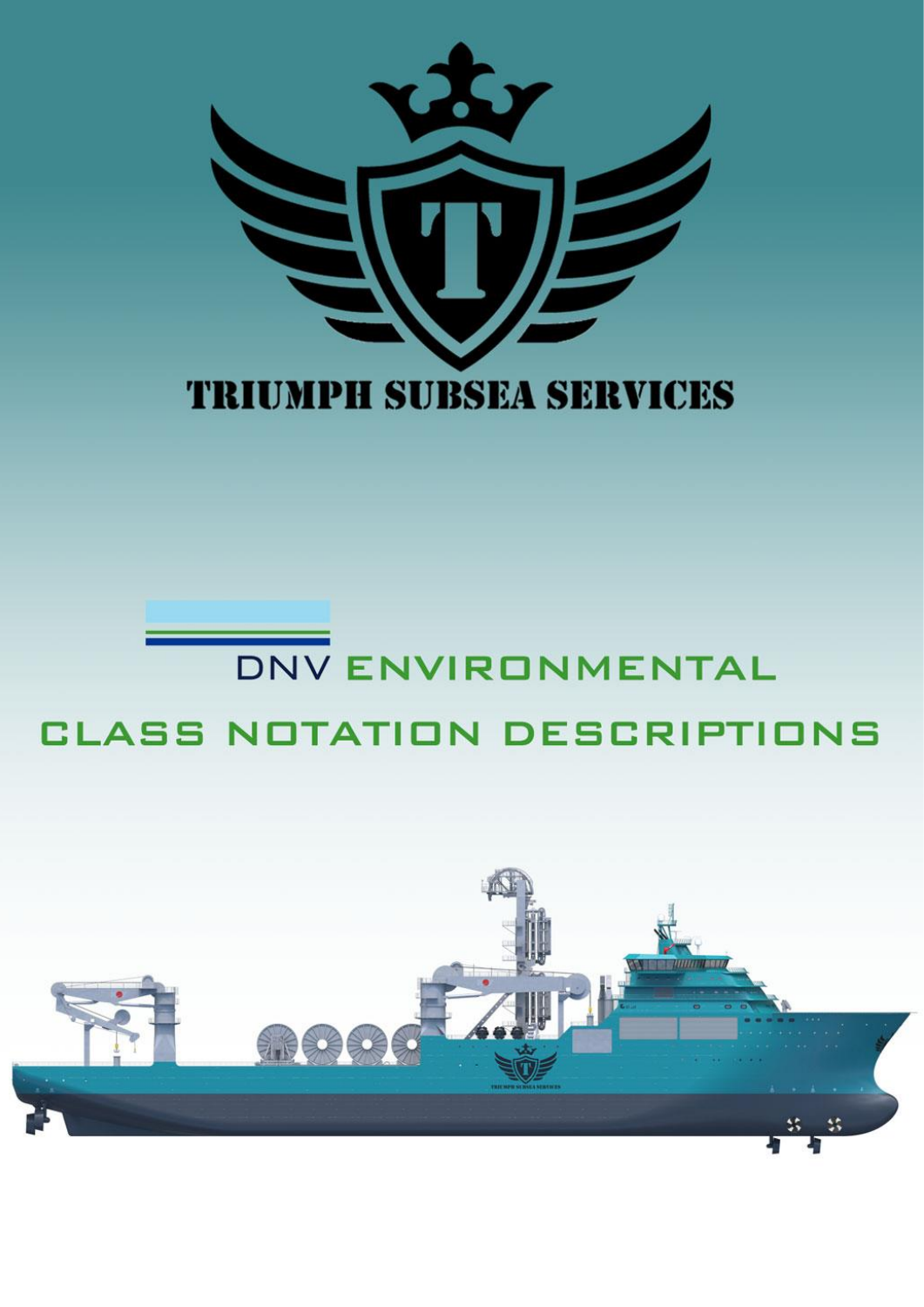# TRIUMPH SUBSEA SERVICES

# DNV ENVIRONMENTAL CLASS NOTATION DESCRIPTIONS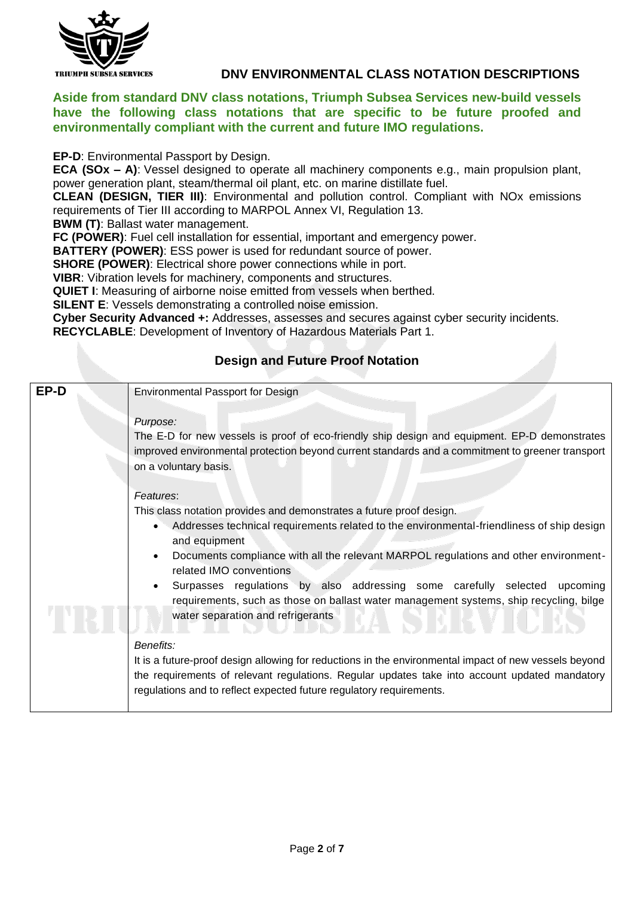## DNV ENVIRONMENTAL CLASS NOTATION DESCRIPTIONS

**Aside from standard DNV class notations, Triumph Subsea Services new-build vessels have the following class notations that are specific to be future proofed and environmentally compliant with the current and future IMO regulations.**

**EP-D**: Environmental Passport by Design.
**ECA (SOx – A)**: Vessel designed to operate all machinery components e.g., main propulsion plant, power generation plant, steam/thermal oil plant, etc. on marine distillate fuel.
**CLEAN (DESIGN, TIER III)**: Environmental and pollution control. Compliant with NOx emissions requirements of Tier III according to MARPOL Annex VI, Regulation 13.
**BWM (T)**: Ballast water management.
**FC (POWER)**: Fuel cell installation for essential, important and emergency power.
**BATTERY (POWER)**: ESS power is used for redundant source of power.
**SHORE (POWER)**: Electrical shore power connections while in port.
**VIBR**: Vibration levels for machinery, components and structures.
**QUIET I**: Measuring of airborne noise emitted from vessels when berthed.
**SILENT E**: Vessels demonstrating a controlled noise emission.
**Cyber Security Advanced +:** Addresses, assesses and secures against cyber security incidents.
**RECYCLABLE**: Development of Inventory of Hazardous Materials Part 1.

### Design and Future Proof Notation

| **EP-D** | Environmental Passport for Design<br><br>*Purpose:*<br>The E-D for new vessels is proof of eco-friendly ship design and equipment. EP-D demonstrates improved environmental protection beyond current standards and a commitment to greener transport on a voluntary basis.<br><br>*Features*:<br>This class notation provides and demonstrates a future proof design.<br>• Addresses technical requirements related to the environmental-friendliness of ship design and equipment<br>• Documents compliance with all the relevant MARPOL regulations and other environment-related IMO conventions<br>• Surpasses regulations by also addressing some carefully selected upcoming requirements, such as those on ballast water management systems, ship recycling, bilge water separation and refrigerants<br><br>*Benefits:*<br>It is a future-proof design allowing for reductions in the environmental impact of new vessels beyond the requirements of relevant regulations. Regular updates take into account updated mandatory regulations and to reflect expected future regulatory requirements. |
|---|---|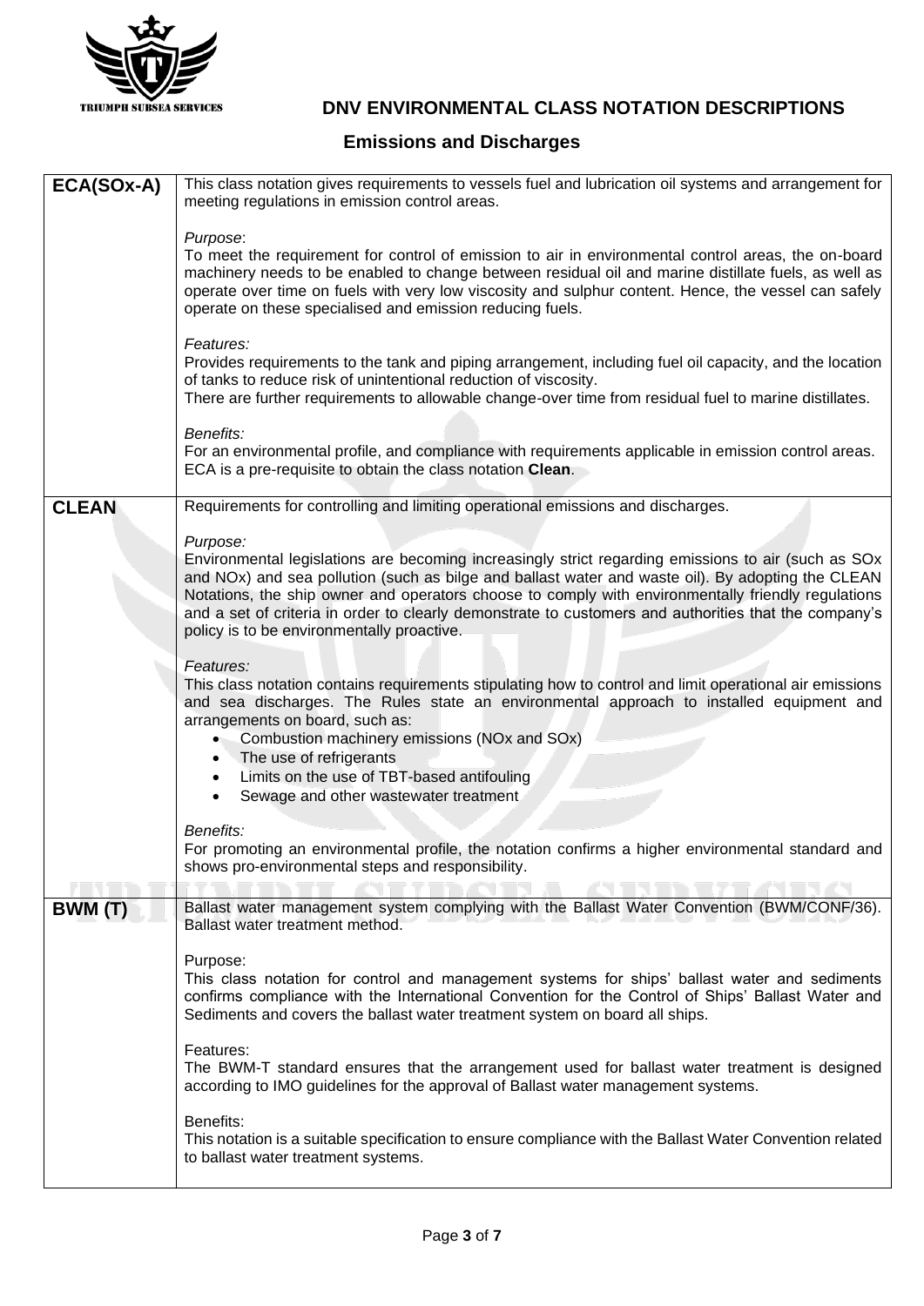# DNV ENVIRONMENTAL CLASS NOTATION DESCRIPTIONS

## Emissions and Discharges

| | |
|---|---|
| **ECA(SOx-A)** | This class notation gives requirements to vessels fuel and lubrication oil systems and arrangement for meeting regulations in emission control areas.<br><br>*Purpose*:<br>To meet the requirement for control of emission to air in environmental control areas, the on-board machinery needs to be enabled to change between residual oil and marine distillate fuels, as well as operate over time on fuels with very low viscosity and sulphur content. Hence, the vessel can safely operate on these specialised and emission reducing fuels.<br><br>*Features:*<br>Provides requirements to the tank and piping arrangement, including fuel oil capacity, and the location of tanks to reduce risk of unintentional reduction of viscosity.<br>There are further requirements to allowable change-over time from residual fuel to marine distillates.<br><br>*Benefits:*<br>For an environmental profile, and compliance with requirements applicable in emission control areas. ECA is a pre-requisite to obtain the class notation **Clean**. |
| **CLEAN** | Requirements for controlling and limiting operational emissions and discharges.<br><br>*Purpose:*<br>Environmental legislations are becoming increasingly strict regarding emissions to air (such as SOx and NOx) and sea pollution (such as bilge and ballast water and waste oil). By adopting the CLEAN Notations, the ship owner and operators choose to comply with environmentally friendly regulations and a set of criteria in order to clearly demonstrate to customers and authorities that the company's policy is to be environmentally proactive.<br><br>*Features:*<br>This class notation contains requirements stipulating how to control and limit operational air emissions and sea discharges. The Rules state an environmental approach to installed equipment and arrangements on board, such as:<br>• Combustion machinery emissions (NOx and SOx)<br>• The use of refrigerants<br>• Limits on the use of TBT-based antifouling<br>• Sewage and other wastewater treatment<br><br>*Benefits:*<br>For promoting an environmental profile, the notation confirms a higher environmental standard and shows pro-environmental steps and responsibility. |
| **BWM (T)** | Ballast water management system complying with the Ballast Water Convention (BWM/CONF/36). Ballast water treatment method.<br><br>Purpose:<br>This class notation for control and management systems for ships' ballast water and sediments confirms compliance with the International Convention for the Control of Ships' Ballast Water and Sediments and covers the ballast water treatment system on board all ships.<br><br>Features:<br>The BWM-T standard ensures that the arrangement used for ballast water treatment is designed according to IMO guidelines for the approval of Ballast water management systems.<br><br>Benefits:<br>This notation is a suitable specification to ensure compliance with the Ballast Water Convention related to ballast water treatment systems. |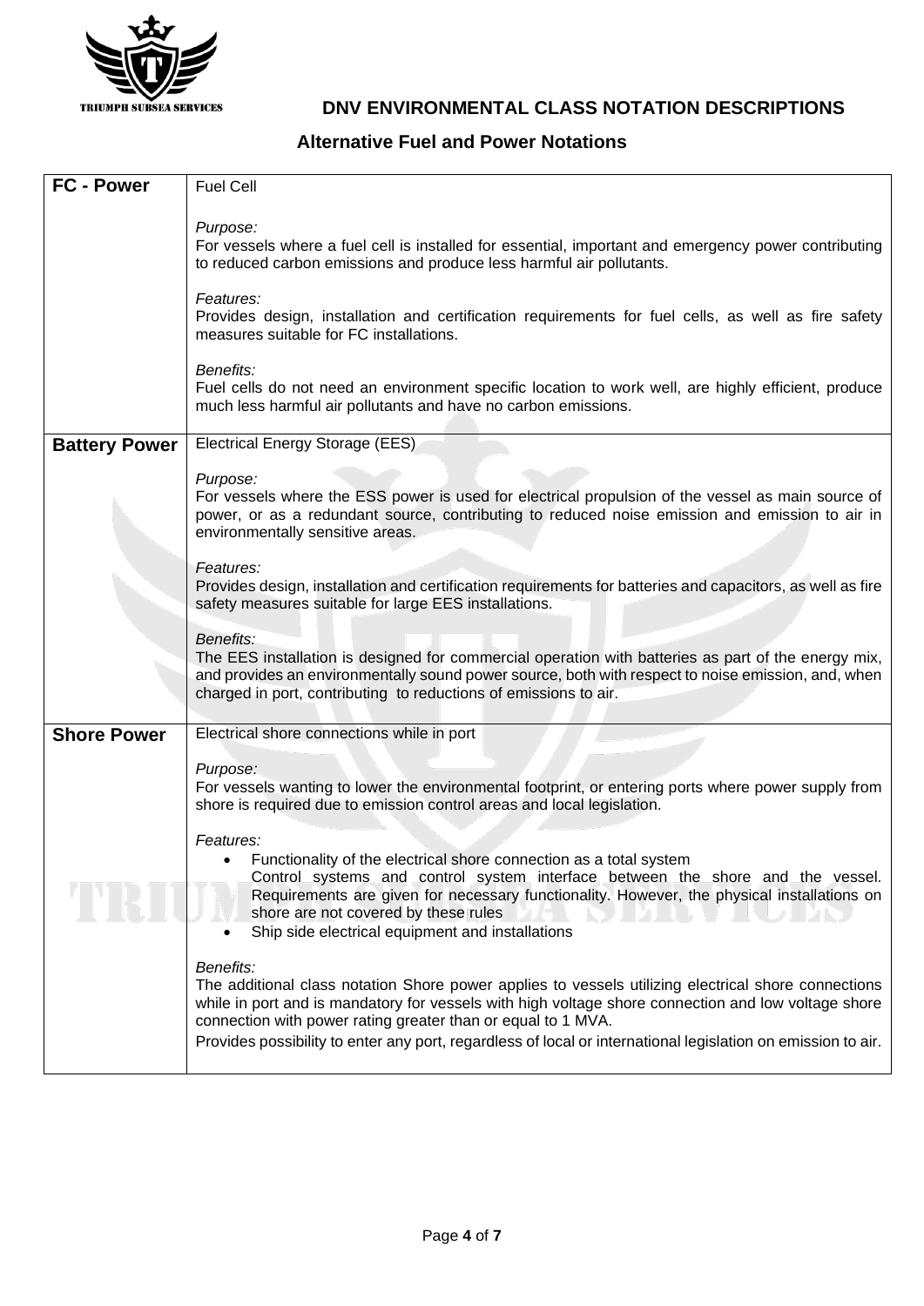## DNV ENVIRONMENTAL CLASS NOTATION DESCRIPTIONS

### Alternative Fuel and Power Notations

| | |
|---|---|
| **FC - Power** | Fuel Cell<br><br>*Purpose:*<br>For vessels where a fuel cell is installed for essential, important and emergency power contributing to reduced carbon emissions and produce less harmful air pollutants.<br><br>*Features:*<br>Provides design, installation and certification requirements for fuel cells, as well as fire safety measures suitable for FC installations.<br><br>*Benefits:*<br>Fuel cells do not need an environment specific location to work well, are highly efficient, produce much less harmful air pollutants and have no carbon emissions. |
| **Battery Power** | Electrical Energy Storage (EES)<br><br>*Purpose:*<br>For vessels where the ESS power is used for electrical propulsion of the vessel as main source of power, or as a redundant source, contributing to reduced noise emission and emission to air in environmentally sensitive areas.<br><br>*Features:*<br>Provides design, installation and certification requirements for batteries and capacitors, as well as fire safety measures suitable for large EES installations.<br><br>*Benefits:*<br>The EES installation is designed for commercial operation with batteries as part of the energy mix, and provides an environmentally sound power source, both with respect to noise emission, and, when charged in port, contributing to reductions of emissions to air. |
| **Shore Power** | Electrical shore connections while in port<br><br>*Purpose:*<br>For vessels wanting to lower the environmental footprint, or entering ports where power supply from shore is required due to emission control areas and local legislation.<br><br>*Features:*<br>• Functionality of the electrical shore connection as a total system<br>Control systems and control system interface between the shore and the vessel. Requirements are given for necessary functionality. However, the physical installations on shore are not covered by these rules<br>• Ship side electrical equipment and installations<br><br>*Benefits:*<br>The additional class notation Shore power applies to vessels utilizing electrical shore connections while in port and is mandatory for vessels with high voltage shore connection and low voltage shore connection with power rating greater than or equal to 1 MVA.<br>Provides possibility to enter any port, regardless of local or international legislation on emission to air. |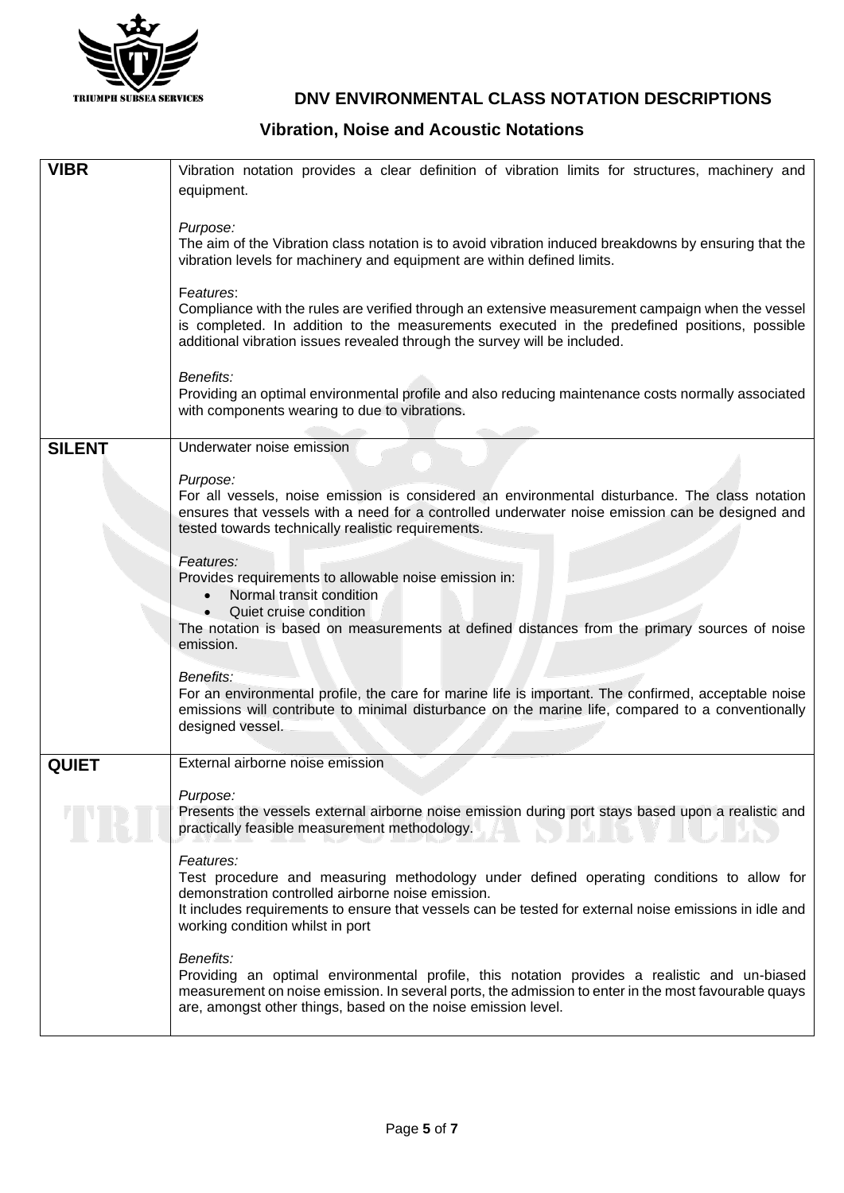## DNV ENVIRONMENTAL CLASS NOTATION DESCRIPTIONS

### Vibration, Noise and Acoustic Notations

| | |
|---|---|
| **VIBR** | Vibration notation provides a clear definition of vibration limits for structures, machinery and equipment.<br><br>*Purpose:*<br>The aim of the Vibration class notation is to avoid vibration induced breakdowns by ensuring that the vibration levels for machinery and equipment are within defined limits.<br><br>*Features*:<br>Compliance with the rules are verified through an extensive measurement campaign when the vessel is completed. In addition to the measurements executed in the predefined positions, possible additional vibration issues revealed through the survey will be included.<br><br>*Benefits:*<br>Providing an optimal environmental profile and also reducing maintenance costs normally associated with components wearing to due to vibrations. |
| **SILENT** | Underwater noise emission<br><br>*Purpose:*<br>For all vessels, noise emission is considered an environmental disturbance. The class notation ensures that vessels with a need for a controlled underwater noise emission can be designed and tested towards technically realistic requirements.<br><br>*Features:*<br>Provides requirements to allowable noise emission in:<br>• Normal transit condition<br>• Quiet cruise condition<br>The notation is based on measurements at defined distances from the primary sources of noise emission.<br><br>*Benefits:*<br>For an environmental profile, the care for marine life is important. The confirmed, acceptable noise emissions will contribute to minimal disturbance on the marine life, compared to a conventionally designed vessel. |
| **QUIET** | External airborne noise emission<br><br>*Purpose:*<br>Presents the vessels external airborne noise emission during port stays based upon a realistic and practically feasible measurement methodology.<br><br>*Features:*<br>Test procedure and measuring methodology under defined operating conditions to allow for demonstration controlled airborne noise emission.<br>It includes requirements to ensure that vessels can be tested for external noise emissions in idle and working condition whilst in port<br><br>*Benefits:*<br>Providing an optimal environmental profile, this notation provides a realistic and un-biased measurement on noise emission. In several ports, the admission to enter in the most favourable quays are, amongst other things, based on the noise emission level. |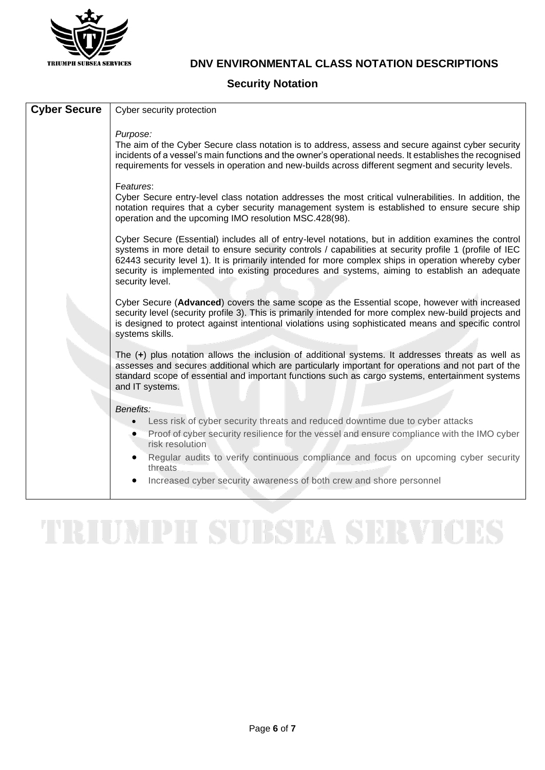## DNV ENVIRONMENTAL CLASS NOTATION DESCRIPTIONS

### Security Notation

| **Cyber Secure** | Cyber security protection<br><br>*Purpose:*<br>The aim of the Cyber Secure class notation is to address, assess and secure against cyber security incidents of a vessel's main functions and the owner's operational needs. It establishes the recognised requirements for vessels in operation and new-builds across different segment and security levels.<br><br>F*eatures*:<br>Cyber Secure entry-level class notation addresses the most critical vulnerabilities. In addition, the notation requires that a cyber security management system is established to ensure secure ship operation and the upcoming IMO resolution MSC.428(98).<br><br>Cyber Secure (Essential) includes all of entry-level notations, but in addition examines the control systems in more detail to ensure security controls / capabilities at security profile 1 (profile of IEC 62443 security level 1). It is primarily intended for more complex ships in operation whereby cyber security is implemented into existing procedures and systems, aiming to establish an adequate security level.<br><br>Cyber Secure (**Advanced**) covers the same scope as the Essential scope, however with increased security level (security profile 3). This is primarily intended for more complex new-build projects and is designed to protect against intentional violations using sophisticated means and specific control systems skills.<br><br>The (**+**) plus notation allows the inclusion of additional systems. It addresses threats as well as assesses and secures additional which are particularly important for operations and not part of the standard scope of essential and important functions such as cargo systems, entertainment systems and IT systems.<br><br>*Benefits:*<br>• Less risk of cyber security threats and reduced downtime due to cyber attacks<br>• Proof of cyber security resilience for the vessel and ensure compliance with the IMO cyber risk resolution<br>• Regular audits to verify continuous compliance and focus on upcoming cyber security threats<br>• Increased cyber security awareness of both crew and shore personnel |
|---|---|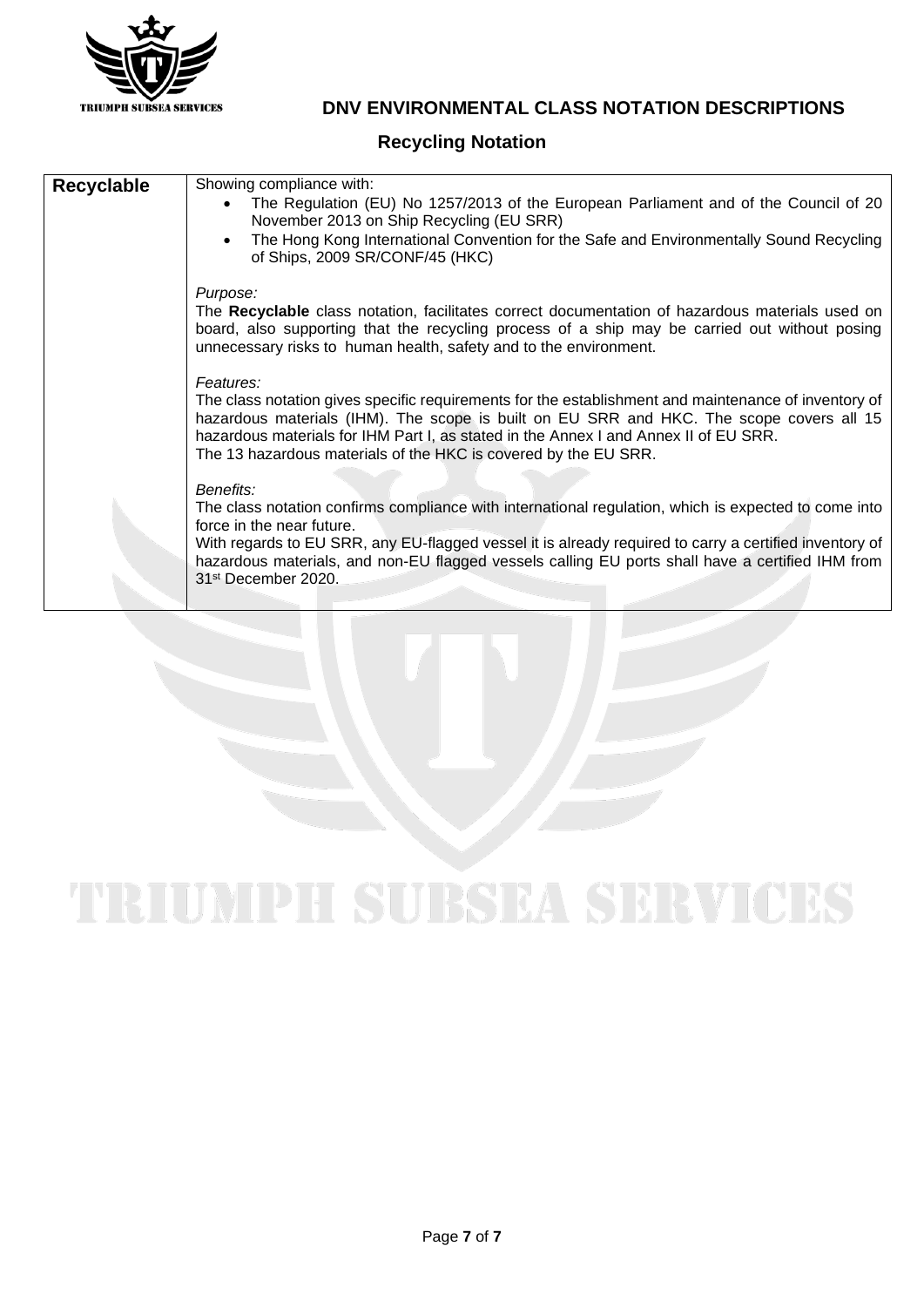# DNV ENVIRONMENTAL CLASS NOTATION DESCRIPTIONS

## Recycling Notation

| | |
|---|---|
| **Recyclable** | Showing compliance with:<br>• The Regulation (EU) No 1257/2013 of the European Parliament and of the Council of 20 November 2013 on Ship Recycling (EU SRR)<br>• The Hong Kong International Convention for the Safe and Environmentally Sound Recycling of Ships, 2009 SR/CONF/45 (HKC)<br><br>*Purpose:*<br>The **Recyclable** class notation, facilitates correct documentation of hazardous materials used on board, also supporting that the recycling process of a ship may be carried out without posing unnecessary risks to human health, safety and to the environment.<br><br>*Features:*<br>The class notation gives specific requirements for the establishment and maintenance of inventory of hazardous materials (IHM). The scope is built on EU SRR and HKC. The scope covers all 15 hazardous materials for IHM Part I, as stated in the Annex I and Annex II of EU SRR.<br>The 13 hazardous materials of the HKC is covered by the EU SRR.<br><br>*Benefits:*<br>The class notation confirms compliance with international regulation, which is expected to come into force in the near future.<br>With regards to EU SRR, any EU-flagged vessel it is already required to carry a certified inventory of hazardous materials, and non-EU flagged vessels calling EU ports shall have a certified IHM from 31st December 2020. |